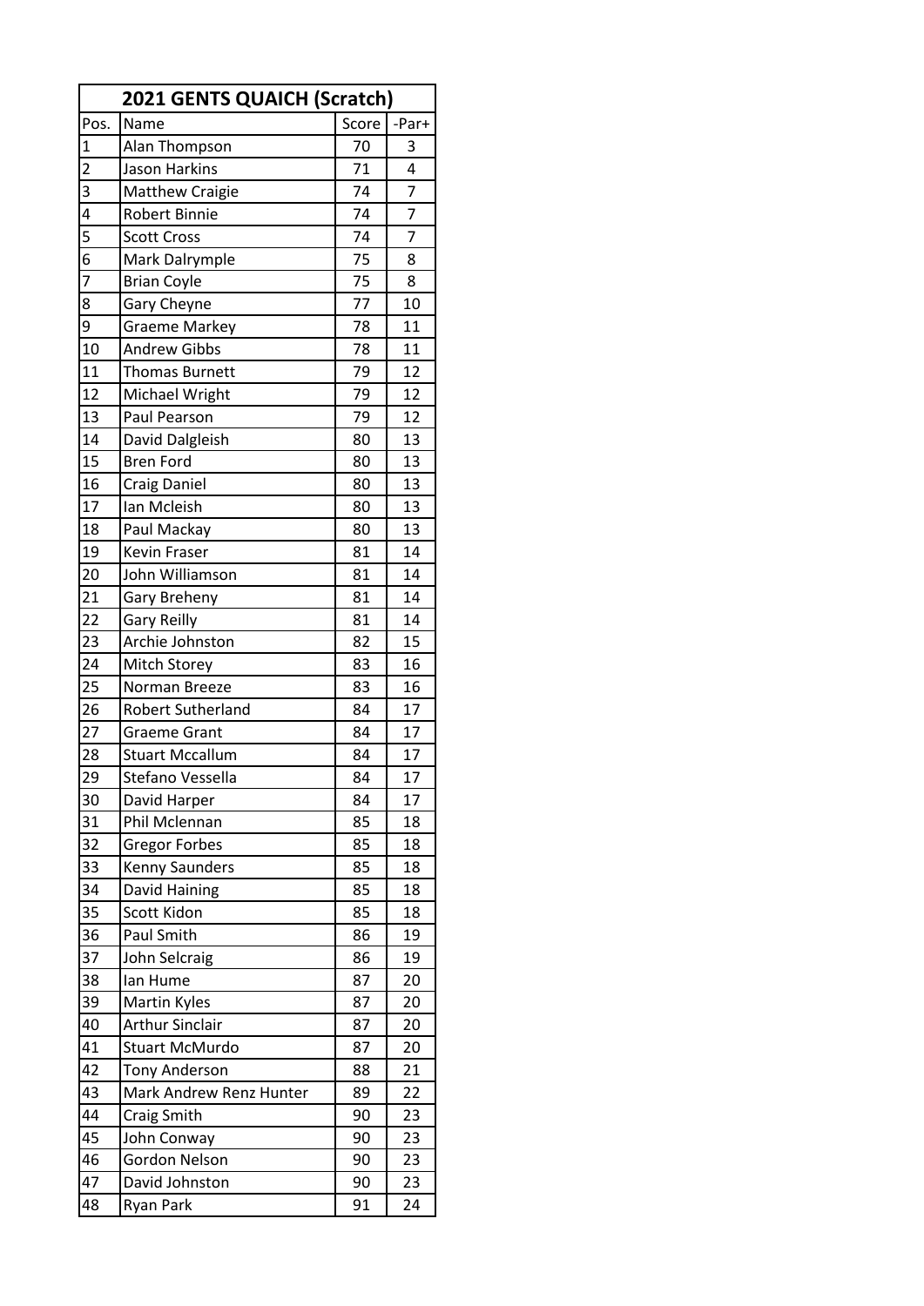| 2021 GENTS QUAICH (Scratch) | | | |
|---|---|---|---|
| Pos. | Name | Score | -Par+ |
| 1 | Alan Thompson | 70 | 3 |
| 2 | Jason Harkins | 71 | 4 |
| 3 | Matthew Craigie | 74 | 7 |
| 4 | Robert Binnie | 74 | 7 |
| 5 | Scott Cross | 74 | 7 |
| 6 | Mark Dalrymple | 75 | 8 |
| 7 | Brian Coyle | 75 | 8 |
| 8 | Gary Cheyne | 77 | 10 |
| 9 | Graeme Markey | 78 | 11 |
| 10 | Andrew Gibbs | 78 | 11 |
| 11 | Thomas Burnett | 79 | 12 |
| 12 | Michael Wright | 79 | 12 |
| 13 | Paul Pearson | 79 | 12 |
| 14 | David Dalgleish | 80 | 13 |
| 15 | Bren Ford | 80 | 13 |
| 16 | Craig Daniel | 80 | 13 |
| 17 | Ian Mcleish | 80 | 13 |
| 18 | Paul Mackay | 80 | 13 |
| 19 | Kevin Fraser | 81 | 14 |
| 20 | John Williamson | 81 | 14 |
| 21 | Gary Breheny | 81 | 14 |
| 22 | Gary Reilly | 81 | 14 |
| 23 | Archie Johnston | 82 | 15 |
| 24 | Mitch Storey | 83 | 16 |
| 25 | Norman Breeze | 83 | 16 |
| 26 | Robert Sutherland | 84 | 17 |
| 27 | Graeme Grant | 84 | 17 |
| 28 | Stuart Mccallum | 84 | 17 |
| 29 | Stefano Vessella | 84 | 17 |
| 30 | David Harper | 84 | 17 |
| 31 | Phil Mclennan | 85 | 18 |
| 32 | Gregor Forbes | 85 | 18 |
| 33 | Kenny Saunders | 85 | 18 |
| 34 | David Haining | 85 | 18 |
| 35 | Scott Kidon | 85 | 18 |
| 36 | Paul Smith | 86 | 19 |
| 37 | John Selcraig | 86 | 19 |
| 38 | Ian Hume | 87 | 20 |
| 39 | Martin Kyles | 87 | 20 |
| 40 | Arthur Sinclair | 87 | 20 |
| 41 | Stuart McMurdo | 87 | 20 |
| 42 | Tony Anderson | 88 | 21 |
| 43 | Mark Andrew Renz Hunter | 89 | 22 |
| 44 | Craig Smith | 90 | 23 |
| 45 | John Conway | 90 | 23 |
| 46 | Gordon Nelson | 90 | 23 |
| 47 | David Johnston | 90 | 23 |
| 48 | Ryan Park | 91 | 24 |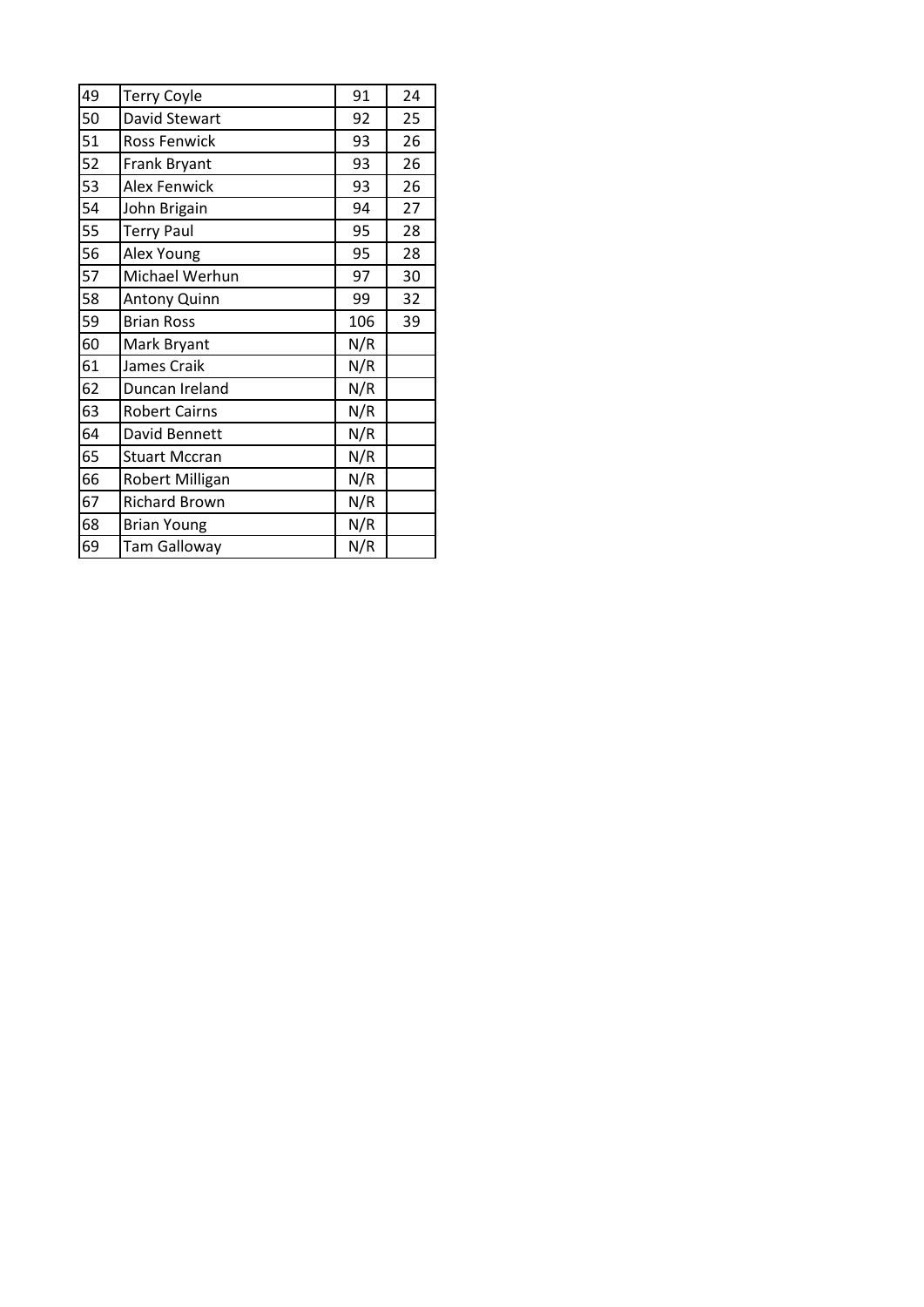| | | | |
|---|---|---|---|
| 49 | Terry Coyle | 91 | 24 |
| 50 | David Stewart | 92 | 25 |
| 51 | Ross Fenwick | 93 | 26 |
| 52 | Frank Bryant | 93 | 26 |
| 53 | Alex Fenwick | 93 | 26 |
| 54 | John Brigain | 94 | 27 |
| 55 | Terry Paul | 95 | 28 |
| 56 | Alex Young | 95 | 28 |
| 57 | Michael Werhun | 97 | 30 |
| 58 | Antony Quinn | 99 | 32 |
| 59 | Brian Ross | 106 | 39 |
| 60 | Mark Bryant | N/R | |
| 61 | James Craik | N/R | |
| 62 | Duncan Ireland | N/R | |
| 63 | Robert Cairns | N/R | |
| 64 | David Bennett | N/R | |
| 65 | Stuart Mccran | N/R | |
| 66 | Robert Milligan | N/R | |
| 67 | Richard Brown | N/R | |
| 68 | Brian Young | N/R | |
| 69 | Tam Galloway | N/R | |